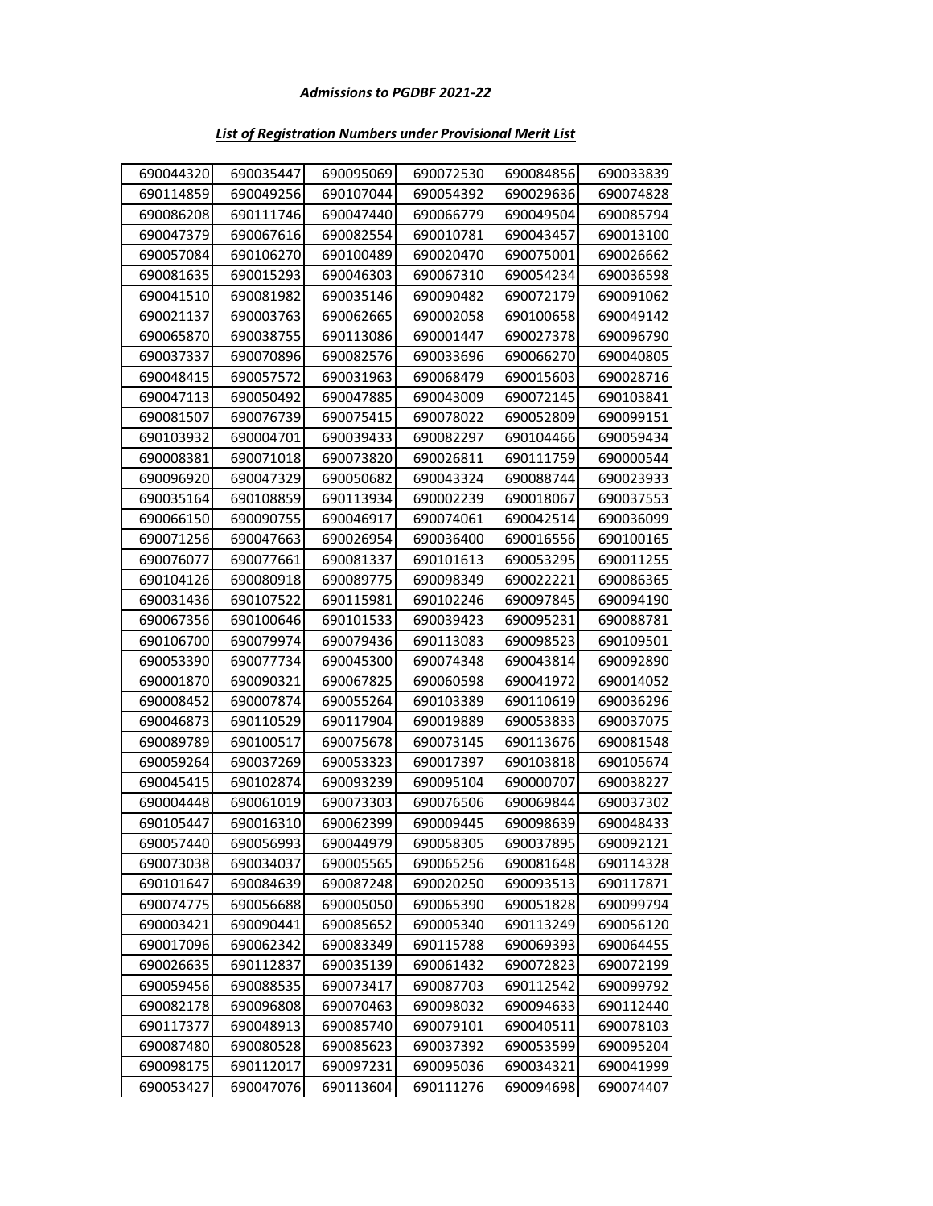***Admissions to PGDBF 2021-22***

***List of Registration Numbers under Provisional Merit List***

| | | | | | |
|---|---|---|---|---|---|
| 690044320 | 690035447 | 690095069 | 690072530 | 690084856 | 690033839 |
| 690114859 | 690049256 | 690107044 | 690054392 | 690029636 | 690074828 |
| 690086208 | 690111746 | 690047440 | 690066779 | 690049504 | 690085794 |
| 690047379 | 690067616 | 690082554 | 690010781 | 690043457 | 690013100 |
| 690057084 | 690106270 | 690100489 | 690020470 | 690075001 | 690026662 |
| 690081635 | 690015293 | 690046303 | 690067310 | 690054234 | 690036598 |
| 690041510 | 690081982 | 690035146 | 690090482 | 690072179 | 690091062 |
| 690021137 | 690003763 | 690062665 | 690002058 | 690100658 | 690049142 |
| 690065870 | 690038755 | 690113086 | 690001447 | 690027378 | 690096790 |
| 690037337 | 690070896 | 690082576 | 690033696 | 690066270 | 690040805 |
| 690048415 | 690057572 | 690031963 | 690068479 | 690015603 | 690028716 |
| 690047113 | 690050492 | 690047885 | 690043009 | 690072145 | 690103841 |
| 690081507 | 690076739 | 690075415 | 690078022 | 690052809 | 690099151 |
| 690103932 | 690004701 | 690039433 | 690082297 | 690104466 | 690059434 |
| 690008381 | 690071018 | 690073820 | 690026811 | 690111759 | 690000544 |
| 690096920 | 690047329 | 690050682 | 690043324 | 690088744 | 690023933 |
| 690035164 | 690108859 | 690113934 | 690002239 | 690018067 | 690037553 |
| 690066150 | 690090755 | 690046917 | 690074061 | 690042514 | 690036099 |
| 690071256 | 690047663 | 690026954 | 690036400 | 690016556 | 690100165 |
| 690076077 | 690077661 | 690081337 | 690101613 | 690053295 | 690011255 |
| 690104126 | 690080918 | 690089775 | 690098349 | 690022221 | 690086365 |
| 690031436 | 690107522 | 690115981 | 690102246 | 690097845 | 690094190 |
| 690067356 | 690100646 | 690101533 | 690039423 | 690095231 | 690088781 |
| 690106700 | 690079974 | 690079436 | 690113083 | 690098523 | 690109501 |
| 690053390 | 690077734 | 690045300 | 690074348 | 690043814 | 690092890 |
| 690001870 | 690090321 | 690067825 | 690060598 | 690041972 | 690014052 |
| 690008452 | 690007874 | 690055264 | 690103389 | 690110619 | 690036296 |
| 690046873 | 690110529 | 690117904 | 690019889 | 690053833 | 690037075 |
| 690089789 | 690100517 | 690075678 | 690073145 | 690113676 | 690081548 |
| 690059264 | 690037269 | 690053323 | 690017397 | 690103818 | 690105674 |
| 690045415 | 690102874 | 690093239 | 690095104 | 690000707 | 690038227 |
| 690004448 | 690061019 | 690073303 | 690076506 | 690069844 | 690037302 |
| 690105447 | 690016310 | 690062399 | 690009445 | 690098639 | 690048433 |
| 690057440 | 690056993 | 690044979 | 690058305 | 690037895 | 690092121 |
| 690073038 | 690034037 | 690005565 | 690065256 | 690081648 | 690114328 |
| 690101647 | 690084639 | 690087248 | 690020250 | 690093513 | 690117871 |
| 690074775 | 690056688 | 690005050 | 690065390 | 690051828 | 690099794 |
| 690003421 | 690090441 | 690085652 | 690005340 | 690113249 | 690056120 |
| 690017096 | 690062342 | 690083349 | 690115788 | 690069393 | 690064455 |
| 690026635 | 690112837 | 690035139 | 690061432 | 690072823 | 690072199 |
| 690059456 | 690088535 | 690073417 | 690087703 | 690112542 | 690099792 |
| 690082178 | 690096808 | 690070463 | 690098032 | 690094633 | 690112440 |
| 690117377 | 690048913 | 690085740 | 690079101 | 690040511 | 690078103 |
| 690087480 | 690080528 | 690085623 | 690037392 | 690053599 | 690095204 |
| 690098175 | 690112017 | 690097231 | 690095036 | 690034321 | 690041999 |
| 690053427 | 690047076 | 690113604 | 690111276 | 690094698 | 690074407 |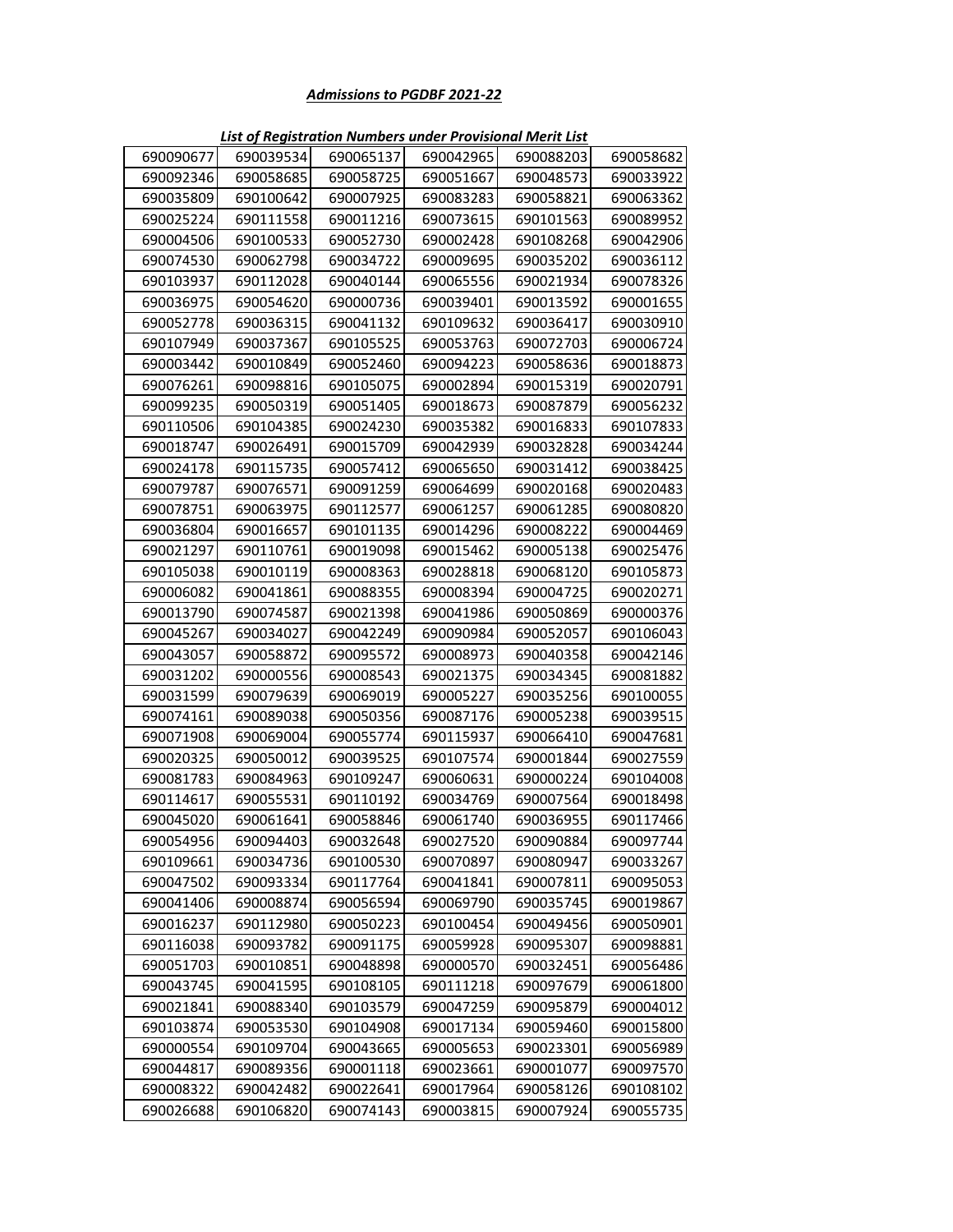***Admissions to PGDBF 2021-22***

***List of Registration Numbers under Provisional Merit List***

| | | | | | |
|---|---|---|---|---|---|
| 690090677 | 690039534 | 690065137 | 690042965 | 690088203 | 690058682 |
| 690092346 | 690058685 | 690058725 | 690051667 | 690048573 | 690033922 |
| 690035809 | 690100642 | 690007925 | 690083283 | 690058821 | 690063362 |
| 690025224 | 690111558 | 690011216 | 690073615 | 690101563 | 690089952 |
| 690004506 | 690100533 | 690052730 | 690002428 | 690108268 | 690042906 |
| 690074530 | 690062798 | 690034722 | 690009695 | 690035202 | 690036112 |
| 690103937 | 690112028 | 690040144 | 690065556 | 690021934 | 690078326 |
| 690036975 | 690054620 | 690000736 | 690039401 | 690013592 | 690001655 |
| 690052778 | 690036315 | 690041132 | 690109632 | 690036417 | 690030910 |
| 690107949 | 690037367 | 690105525 | 690053763 | 690072703 | 690006724 |
| 690003442 | 690010849 | 690052460 | 690094223 | 690058636 | 690018873 |
| 690076261 | 690098816 | 690105075 | 690002894 | 690015319 | 690020791 |
| 690099235 | 690050319 | 690051405 | 690018673 | 690087879 | 690056232 |
| 690110506 | 690104385 | 690024230 | 690035382 | 690016833 | 690107833 |
| 690018747 | 690026491 | 690015709 | 690042939 | 690032828 | 690034244 |
| 690024178 | 690115735 | 690057412 | 690065650 | 690031412 | 690038425 |
| 690079787 | 690076571 | 690091259 | 690064699 | 690020168 | 690020483 |
| 690078751 | 690063975 | 690112577 | 690061257 | 690061285 | 690080820 |
| 690036804 | 690016657 | 690101135 | 690014296 | 690008222 | 690004469 |
| 690021297 | 690110761 | 690019098 | 690015462 | 690005138 | 690025476 |
| 690105038 | 690010119 | 690008363 | 690028818 | 690068120 | 690105873 |
| 690006082 | 690041861 | 690088355 | 690008394 | 690004725 | 690020271 |
| 690013790 | 690074587 | 690021398 | 690041986 | 690050869 | 690000376 |
| 690045267 | 690034027 | 690042249 | 690090984 | 690052057 | 690106043 |
| 690043057 | 690058872 | 690095572 | 690008973 | 690040358 | 690042146 |
| 690031202 | 690000556 | 690008543 | 690021375 | 690034345 | 690081882 |
| 690031599 | 690079639 | 690069019 | 690005227 | 690035256 | 690100055 |
| 690074161 | 690089038 | 690050356 | 690087176 | 690005238 | 690039515 |
| 690071908 | 690069004 | 690055774 | 690115937 | 690066410 | 690047681 |
| 690020325 | 690050012 | 690039525 | 690107574 | 690001844 | 690027559 |
| 690081783 | 690084963 | 690109247 | 690060631 | 690000224 | 690104008 |
| 690114617 | 690055531 | 690110192 | 690034769 | 690007564 | 690018498 |
| 690045020 | 690061641 | 690058846 | 690061740 | 690036955 | 690117466 |
| 690054956 | 690094403 | 690032648 | 690027520 | 690090884 | 690097744 |
| 690109661 | 690034736 | 690100530 | 690070897 | 690080947 | 690033267 |
| 690047502 | 690093334 | 690117764 | 690041841 | 690007811 | 690095053 |
| 690041406 | 690088874 | 690056594 | 690069790 | 690035745 | 690019867 |
| 690016237 | 690112980 | 690050223 | 690100454 | 690049456 | 690050901 |
| 690116038 | 690093782 | 690091175 | 690059928 | 690095307 | 690098881 |
| 690051703 | 690010851 | 690048898 | 690000570 | 690032451 | 690056486 |
| 690043745 | 690041595 | 690108105 | 690111218 | 690097679 | 690061800 |
| 690021841 | 690088340 | 690103579 | 690047259 | 690095879 | 690004012 |
| 690103874 | 690053530 | 690104908 | 690017134 | 690059460 | 690015800 |
| 690000554 | 690109704 | 690043665 | 690005653 | 690023301 | 690056989 |
| 690044817 | 690089356 | 690001118 | 690023661 | 690001077 | 690097570 |
| 690008322 | 690042482 | 690022641 | 690017964 | 690058126 | 690108102 |
| 690026688 | 690106820 | 690074143 | 690003815 | 690007924 | 690055735 |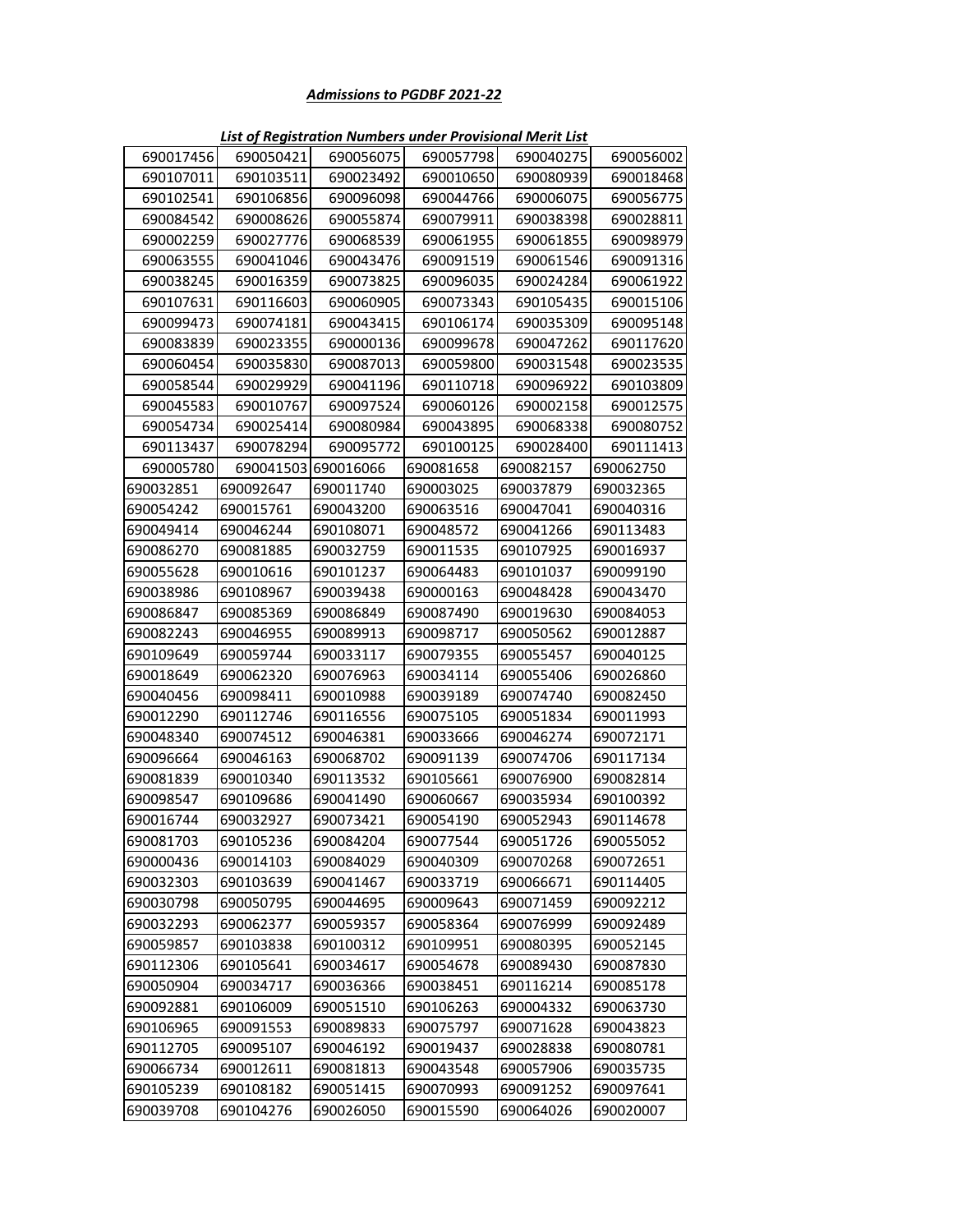***Admissions to PGDBF 2021-22***

***List of Registration Numbers under Provisional Merit List***

| | | | | | |
|---|---|---|---|---|---|
| 690017456 | 690050421 | 690056075 | 690057798 | 690040275 | 690056002 |
| 690107011 | 690103511 | 690023492 | 690010650 | 690080939 | 690018468 |
| 690102541 | 690106856 | 690096098 | 690044766 | 690006075 | 690056775 |
| 690084542 | 690008626 | 690055874 | 690079911 | 690038398 | 690028811 |
| 690002259 | 690027776 | 690068539 | 690061955 | 690061855 | 690098979 |
| 690063555 | 690041046 | 690043476 | 690091519 | 690061546 | 690091316 |
| 690038245 | 690016359 | 690073825 | 690096035 | 690024284 | 690061922 |
| 690107631 | 690116603 | 690060905 | 690073343 | 690105435 | 690015106 |
| 690099473 | 690074181 | 690043415 | 690106174 | 690035309 | 690095148 |
| 690083839 | 690023355 | 690000136 | 690099678 | 690047262 | 690117620 |
| 690060454 | 690035830 | 690087013 | 690059800 | 690031548 | 690023535 |
| 690058544 | 690029929 | 690041196 | 690110718 | 690096922 | 690103809 |
| 690045583 | 690010767 | 690097524 | 690060126 | 690002158 | 690012575 |
| 690054734 | 690025414 | 690080984 | 690043895 | 690068338 | 690080752 |
| 690113437 | 690078294 | 690095772 | 690100125 | 690028400 | 690111413 |
| 690005780 | 690041503 | 690016066 | 690081658 | 690082157 | 690062750 |
| 690032851 | 690092647 | 690011740 | 690003025 | 690037879 | 690032365 |
| 690054242 | 690015761 | 690043200 | 690063516 | 690047041 | 690040316 |
| 690049414 | 690046244 | 690108071 | 690048572 | 690041266 | 690113483 |
| 690086270 | 690081885 | 690032759 | 690011535 | 690107925 | 690016937 |
| 690055628 | 690010616 | 690101237 | 690064483 | 690101037 | 690099190 |
| 690038986 | 690108967 | 690039438 | 690000163 | 690048428 | 690043470 |
| 690086847 | 690085369 | 690086849 | 690087490 | 690019630 | 690084053 |
| 690082243 | 690046955 | 690089913 | 690098717 | 690050562 | 690012887 |
| 690109649 | 690059744 | 690033117 | 690079355 | 690055457 | 690040125 |
| 690018649 | 690062320 | 690076963 | 690034114 | 690055406 | 690026860 |
| 690040456 | 690098411 | 690010988 | 690039189 | 690074740 | 690082450 |
| 690012290 | 690112746 | 690116556 | 690075105 | 690051834 | 690011993 |
| 690048340 | 690074512 | 690046381 | 690033666 | 690046274 | 690072171 |
| 690096664 | 690046163 | 690068702 | 690091139 | 690074706 | 690117134 |
| 690081839 | 690010340 | 690113532 | 690105661 | 690076900 | 690082814 |
| 690098547 | 690109686 | 690041490 | 690060667 | 690035934 | 690100392 |
| 690016744 | 690032927 | 690073421 | 690054190 | 690052943 | 690114678 |
| 690081703 | 690105236 | 690084204 | 690077544 | 690051726 | 690055052 |
| 690000436 | 690014103 | 690084029 | 690040309 | 690070268 | 690072651 |
| 690032303 | 690103639 | 690041467 | 690033719 | 690066671 | 690114405 |
| 690030798 | 690050795 | 690044695 | 690009643 | 690071459 | 690092212 |
| 690032293 | 690062377 | 690059357 | 690058364 | 690076999 | 690092489 |
| 690059857 | 690103838 | 690100312 | 690109951 | 690080395 | 690052145 |
| 690112306 | 690105641 | 690034617 | 690054678 | 690089430 | 690087830 |
| 690050904 | 690034717 | 690036366 | 690038451 | 690116214 | 690085178 |
| 690092881 | 690106009 | 690051510 | 690106263 | 690004332 | 690063730 |
| 690106965 | 690091553 | 690089833 | 690075797 | 690071628 | 690043823 |
| 690112705 | 690095107 | 690046192 | 690019437 | 690028838 | 690080781 |
| 690066734 | 690012611 | 690081813 | 690043548 | 690057906 | 690035735 |
| 690105239 | 690108182 | 690051415 | 690070993 | 690091252 | 690097641 |
| 690039708 | 690104276 | 690026050 | 690015590 | 690064026 | 690020007 |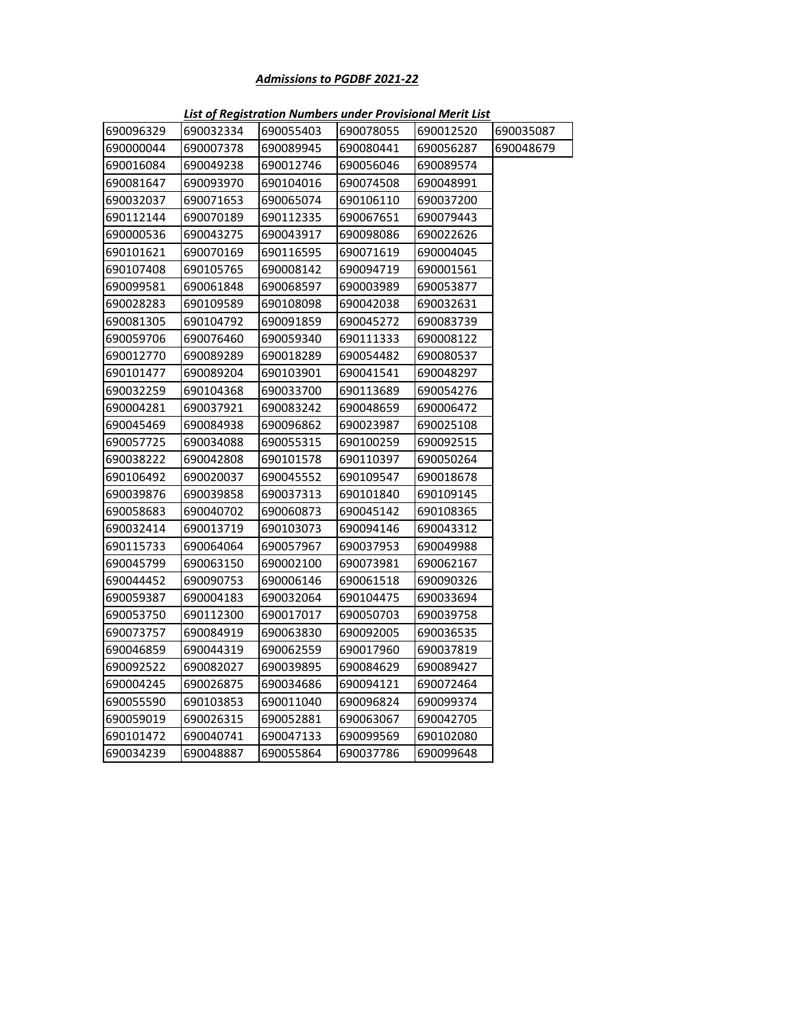## *Admissions to PGDBF 2021-22*

### *List of Registration Numbers under Provisional Merit List*

| | | | | | |
|---|---|---|---|---|---|
| 690096329 | 690032334 | 690055403 | 690078055 | 690012520 | 690035087 |
| 690000044 | 690007378 | 690089945 | 690080441 | 690056287 | 690048679 |
| 690016084 | 690049238 | 690012746 | 690056046 | 690089574 | |
| 690081647 | 690093970 | 690104016 | 690074508 | 690048991 | |
| 690032037 | 690071653 | 690065074 | 690106110 | 690037200 | |
| 690112144 | 690070189 | 690112335 | 690067651 | 690079443 | |
| 690000536 | 690043275 | 690043917 | 690098086 | 690022626 | |
| 690101621 | 690070169 | 690116595 | 690071619 | 690004045 | |
| 690107408 | 690105765 | 690008142 | 690094719 | 690001561 | |
| 690099581 | 690061848 | 690068597 | 690003989 | 690053877 | |
| 690028283 | 690109589 | 690108098 | 690042038 | 690032631 | |
| 690081305 | 690104792 | 690091859 | 690045272 | 690083739 | |
| 690059706 | 690076460 | 690059340 | 690111333 | 690008122 | |
| 690012770 | 690089289 | 690018289 | 690054482 | 690080537 | |
| 690101477 | 690089204 | 690103901 | 690041541 | 690048297 | |
| 690032259 | 690104368 | 690033700 | 690113689 | 690054276 | |
| 690004281 | 690037921 | 690083242 | 690048659 | 690006472 | |
| 690045469 | 690084938 | 690096862 | 690023987 | 690025108 | |
| 690057725 | 690034088 | 690055315 | 690100259 | 690092515 | |
| 690038222 | 690042808 | 690101578 | 690110397 | 690050264 | |
| 690106492 | 690020037 | 690045552 | 690109547 | 690018678 | |
| 690039876 | 690039858 | 690037313 | 690101840 | 690109145 | |
| 690058683 | 690040702 | 690060873 | 690045142 | 690108365 | |
| 690032414 | 690013719 | 690103073 | 690094146 | 690043312 | |
| 690115733 | 690064064 | 690057967 | 690037953 | 690049988 | |
| 690045799 | 690063150 | 690002100 | 690073981 | 690062167 | |
| 690044452 | 690090753 | 690006146 | 690061518 | 690090326 | |
| 690059387 | 690004183 | 690032064 | 690104475 | 690033694 | |
| 690053750 | 690112300 | 690017017 | 690050703 | 690039758 | |
| 690073757 | 690084919 | 690063830 | 690092005 | 690036535 | |
| 690046859 | 690044319 | 690062559 | 690017960 | 690037819 | |
| 690092522 | 690082027 | 690039895 | 690084629 | 690089427 | |
| 690004245 | 690026875 | 690034686 | 690094121 | 690072464 | |
| 690055590 | 690103853 | 690011040 | 690096824 | 690099374 | |
| 690059019 | 690026315 | 690052881 | 690063067 | 690042705 | |
| 690101472 | 690040741 | 690047133 | 690099569 | 690102080 | |
| 690034239 | 690048887 | 690055864 | 690037786 | 690099648 | |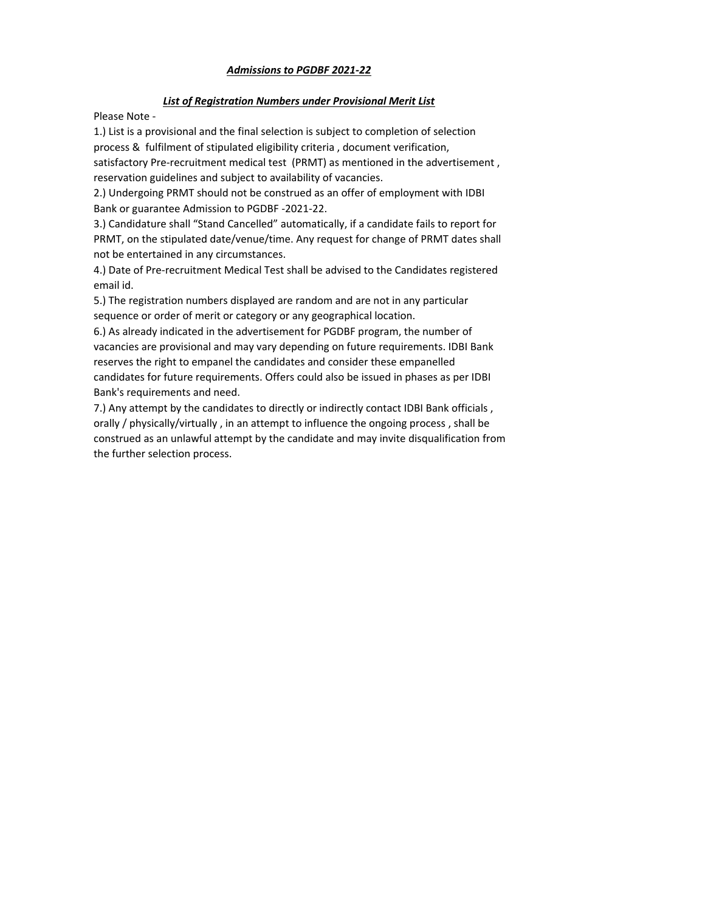***<u>Admissions to PGDBF 2021-22</u>***

***<u>List of Registration Numbers under Provisional Merit List</u>***

Please Note -

1.) List is a provisional and the final selection is subject to completion of selection process & fulfilment of stipulated eligibility criteria , document verification, satisfactory Pre-recruitment medical test (PRMT) as mentioned in the advertisement , reservation guidelines and subject to availability of vacancies.

2.) Undergoing PRMT should not be construed as an offer of employment with IDBI Bank or guarantee Admission to PGDBF -2021-22.

3.) Candidature shall "Stand Cancelled" automatically, if a candidate fails to report for PRMT, on the stipulated date/venue/time. Any request for change of PRMT dates shall not be entertained in any circumstances.

4.) Date of Pre-recruitment Medical Test shall be advised to the Candidates registered email id.

5.) The registration numbers displayed are random and are not in any particular sequence or order of merit or category or any geographical location.

6.) As already indicated in the advertisement for PGDBF program, the number of vacancies are provisional and may vary depending on future requirements. IDBI Bank reserves the right to empanel the candidates and consider these empanelled candidates for future requirements. Offers could also be issued in phases as per IDBI Bank's requirements and need.

7.) Any attempt by the candidates to directly or indirectly contact IDBI Bank officials , orally / physically/virtually , in an attempt to influence the ongoing process , shall be construed as an unlawful attempt by the candidate and may invite disqualification from the further selection process.